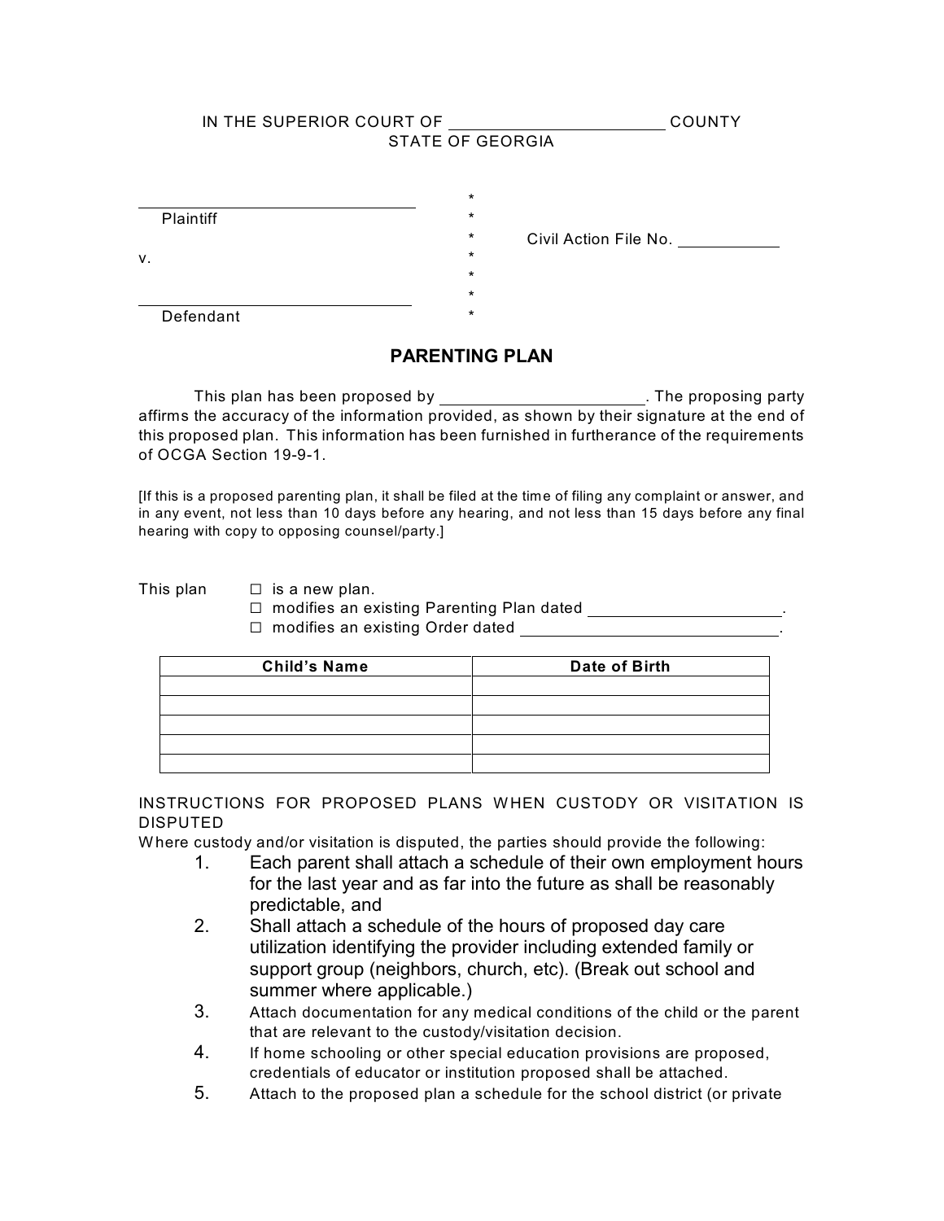IN THE SUPERIOR COURT OF ________________________ COUNTY
STATE OF GEORGIA

| | | |
|---|---|---|
| ______________________________ Plaintiff | * | |
| | * | |
| | * | Civil Action File No. ___________ |
| v. | * | |
| | * | |
| ______________________________ Defendant | * | |
| | * | |

## PARENTING PLAN

This plan has been proposed by ______________________. The proposing party affirms the accuracy of the information provided, as shown by their signature at the end of this proposed plan. This information has been furnished in furtherance of the requirements of OCGA Section 19-9-1.

[If this is a proposed parenting plan, it shall be filed at the time of filing any complaint or answer, and in any event, not less than 10 days before any hearing, and not less than 15 days before any final hearing with copy to opposing counsel/party.]

This plan
- ☐ is a new plan.
- ☐ modifies an existing Parenting Plan dated _____________________.
- ☐ modifies an existing Order dated ____________________________.

| Child's Name | Date of Birth |
|---|---|
| | |
| | |
| | |
| | |
| | |

INSTRUCTIONS FOR PROPOSED PLANS WHEN CUSTODY OR VISITATION IS DISPUTED

Where custody and/or visitation is disputed, the parties should provide the following:

1. Each parent shall attach a schedule of their own employment hours for the last year and as far into the future as shall be reasonably predictable, and
2. Shall attach a schedule of the hours of proposed day care utilization identifying the provider including extended family or support group (neighbors, church, etc). (Break out school and summer where applicable.)
3. Attach documentation for any medical conditions of the child or the parent that are relevant to the custody/visitation decision.
4. If home schooling or other special education provisions are proposed, credentials of educator or institution proposed shall be attached.
5. Attach to the proposed plan a schedule for the school district (or private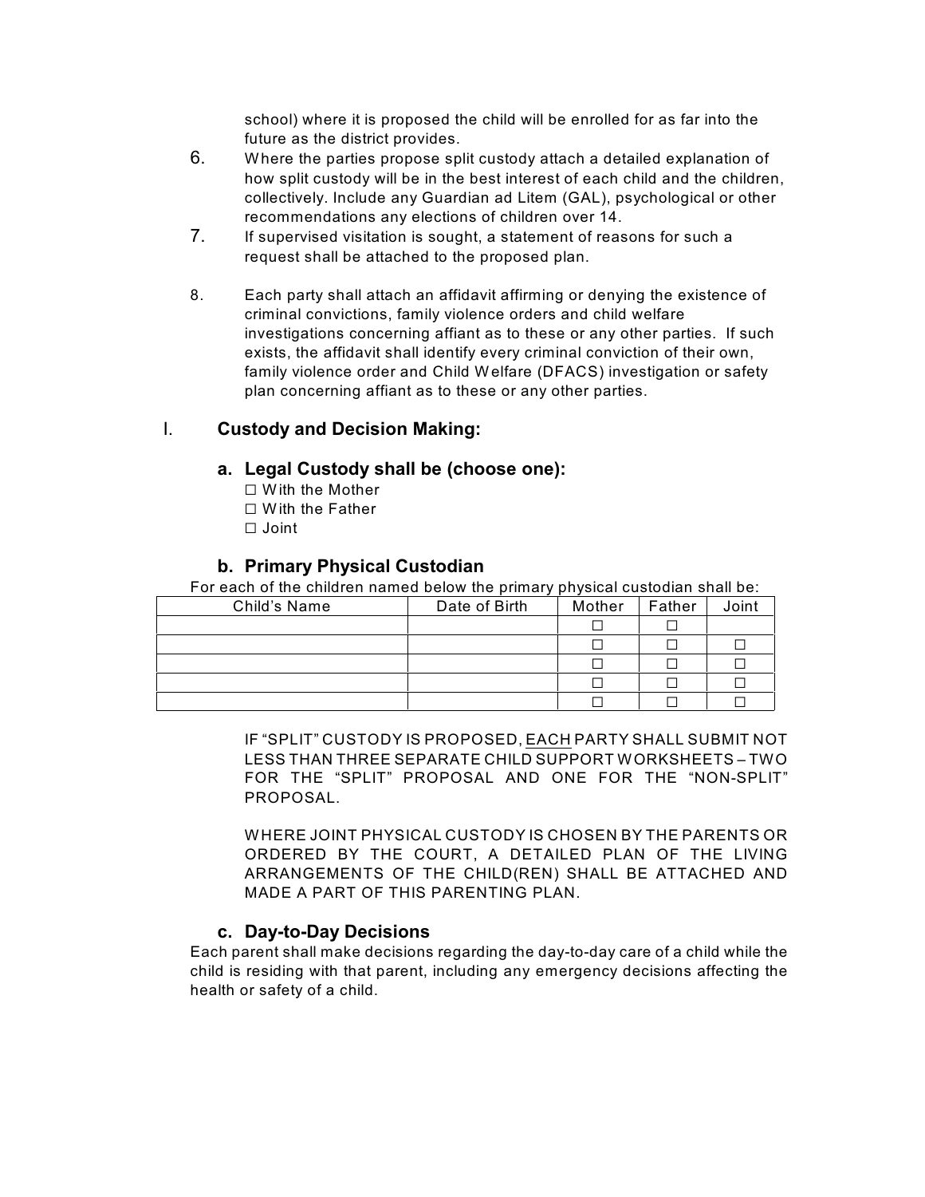school) where it is proposed the child will be enrolled for as far into the future as the district provides.

6. Where the parties propose split custody attach a detailed explanation of how split custody will be in the best interest of each child and the children, collectively. Include any Guardian ad Litem (GAL), psychological or other recommendations any elections of children over 14.
7. If supervised visitation is sought, a statement of reasons for such a request shall be attached to the proposed plan.
8. Each party shall attach an affidavit affirming or denying the existence of criminal convictions, family violence orders and child welfare investigations concerning affiant as to these or any other parties. If such exists, the affidavit shall identify every criminal conviction of their own, family violence order and Child Welfare (DFACS) investigation or safety plan concerning affiant as to these or any other parties.

## I. Custody and Decision Making:

### a. Legal Custody shall be (choose one):

☐ With the Mother
☐ With the Father
☐ Joint

### b. Primary Physical Custodian

For each of the children named below the primary physical custodian shall be:

| Child's Name | Date of Birth | Mother | Father | Joint |
|---|---|---|---|---|
| | | ☐ | ☐ | |
| | | ☐ | ☐ | ☐ |
| | | ☐ | ☐ | ☐ |
| | | ☐ | ☐ | ☐ |
| | | ☐ | ☐ | ☐ |

IF "SPLIT" CUSTODY IS PROPOSED, EACH PARTY SHALL SUBMIT NOT LESS THAN THREE SEPARATE CHILD SUPPORT WORKSHEETS – TWO FOR THE "SPLIT" PROPOSAL AND ONE FOR THE "NON-SPLIT" PROPOSAL.

WHERE JOINT PHYSICAL CUSTODY IS CHOSEN BY THE PARENTS OR ORDERED BY THE COURT, A DETAILED PLAN OF THE LIVING ARRANGEMENTS OF THE CHILD(REN) SHALL BE ATTACHED AND MADE A PART OF THIS PARENTING PLAN.

### c. Day-to-Day Decisions

Each parent shall make decisions regarding the day-to-day care of a child while the child is residing with that parent, including any emergency decisions affecting the health or safety of a child.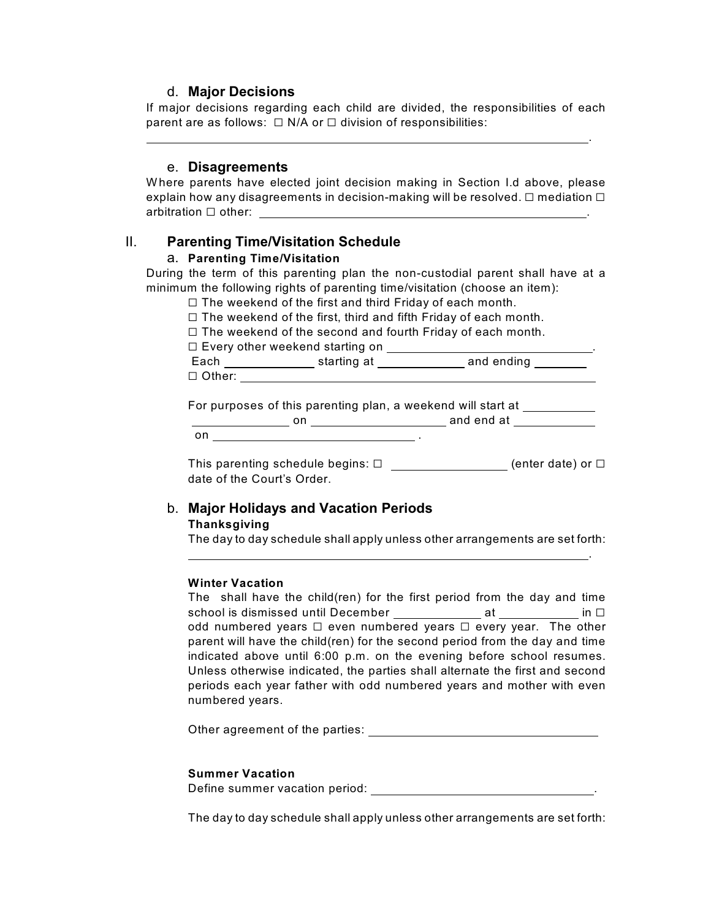### d. **Major Decisions**

If major decisions regarding each child are divided, the responsibilities of each parent are as follows: ☐ N/A or ☐ division of responsibilities:

______________________________________________________________________.

### e. **Disagreements**

Where parents have elected joint decision making in Section I.d above, please explain how any disagreements in decision-making will be resolved. ☐ mediation ☐ arbitration ☐ other: ______________________________________________.

## II. **Parenting Time/Visitation Schedule**

### a. **Parenting Time/Visitation**

During the term of this parenting plan the non-custodial parent shall have at a minimum the following rights of parenting time/visitation (choose an item):

☐ The weekend of the first and third Friday of each month.
☐ The weekend of the first, third and fifth Friday of each month.
☐ The weekend of the second and fourth Friday of each month.
☐ Every other weekend starting on ______________________________.
Each _____________ starting at _____________ and ending ________
☐ Other: ____________________________________________________

For purposes of this parenting plan, a weekend will start at ___________ ______________ on ____________________ and end at ____________ on ______________________________ .

This parenting schedule begins: ☐ ________________ (enter date) or ☐ date of the Court's Order.

### b. **Major Holidays and Vacation Periods**

**Thanksgiving**

The day to day schedule shall apply unless other arrangements are set forth:

______________________________________________________________.

**Winter Vacation**

The shall have the child(ren) for the first period from the day and time school is dismissed until December _____________ at ___________ in ☐ odd numbered years ☐ even numbered years ☐ every year. The other parent will have the child(ren) for the second period from the day and time indicated above until 6:00 p.m. on the evening before school resumes. Unless otherwise indicated, the parties shall alternate the first and second periods each year father with odd numbered years and mother with even numbered years.

Other agreement of the parties: __________________________________

**Summer Vacation**

Define summer vacation period: __________________________________.

The day to day schedule shall apply unless other arrangements are set forth: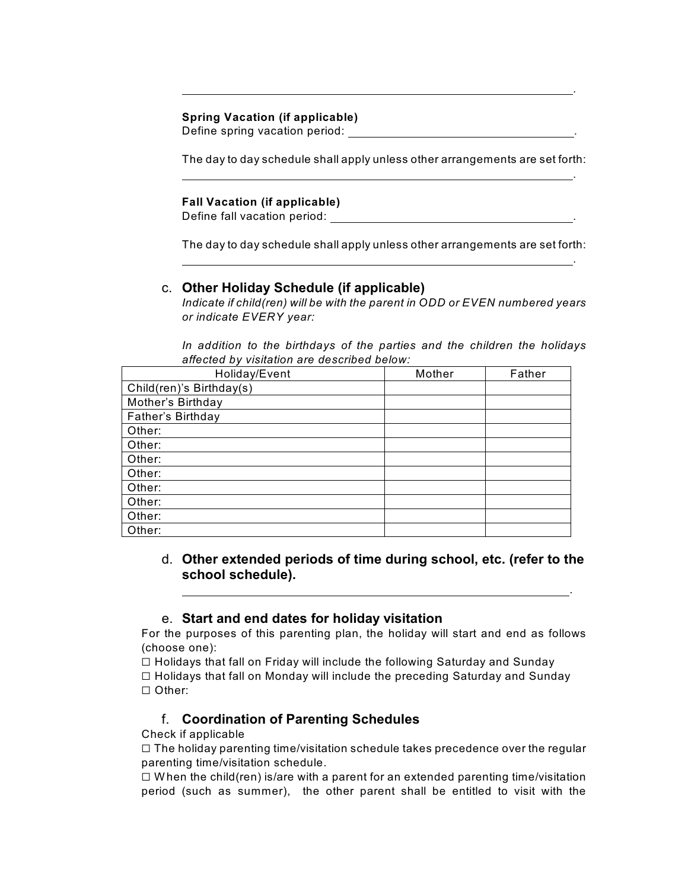\_\_\_\_\_\_\_\_\_\_\_\_\_\_\_\_\_\_\_\_\_\_\_\_\_\_\_\_\_\_\_\_\_\_\_\_\_\_\_\_\_\_\_\_\_\_\_\_\_\_\_\_\_\_\_\_\_\_.

**Spring Vacation (if applicable)**
Define spring vacation period: \_\_\_\_\_\_\_\_\_\_\_\_\_\_\_\_\_\_\_\_\_\_\_\_\_\_\_\_\_\_\_\_\_\_.

The day to day schedule shall apply unless other arrangements are set forth:
\_\_\_\_\_\_\_\_\_\_\_\_\_\_\_\_\_\_\_\_\_\_\_\_\_\_\_\_\_\_\_\_\_\_\_\_\_\_\_\_\_\_\_\_\_\_\_\_\_\_\_\_\_\_\_\_\_\_.

**Fall Vacation (if applicable)**
Define fall vacation period: \_\_\_\_\_\_\_\_\_\_\_\_\_\_\_\_\_\_\_\_\_\_\_\_\_\_\_\_\_\_\_\_\_\_\_\_.

The day to day schedule shall apply unless other arrangements are set forth:
\_\_\_\_\_\_\_\_\_\_\_\_\_\_\_\_\_\_\_\_\_\_\_\_\_\_\_\_\_\_\_\_\_\_\_\_\_\_\_\_\_\_\_\_\_\_\_\_\_\_\_\_\_\_\_\_\_\_.

### c. **Other Holiday Schedule (if applicable)**

*Indicate if child(ren) will be with the parent in ODD or EVEN numbered years or indicate EVERY year:*

*In addition to the birthdays of the parties and the children the holidays affected by visitation are described below:*

| Holiday/Event | Mother | Father |
|---|---|---|
| Child(ren)'s Birthday(s) | | |
| Mother's Birthday | | |
| Father's Birthday | | |
| Other: | | |
| Other: | | |
| Other: | | |
| Other: | | |
| Other: | | |
| Other: | | |
| Other: | | |
| Other: | | |

### d. **Other extended periods of time during school, etc. (refer to the school schedule).**

\_\_\_\_\_\_\_\_\_\_\_\_\_\_\_\_\_\_\_\_\_\_\_\_\_\_\_\_\_\_\_\_\_\_\_\_\_\_\_\_\_\_\_\_\_\_\_\_\_\_\_\_\_\_\_\_\_\_.

### e. **Start and end dates for holiday visitation**

For the purposes of this parenting plan, the holiday will start and end as follows (choose one):

☐ Holidays that fall on Friday will include the following Saturday and Sunday
☐ Holidays that fall on Monday will include the preceding Saturday and Sunday
☐ Other:

### f. **Coordination of Parenting Schedules**

Check if applicable

☐ The holiday parenting time/visitation schedule takes precedence over the regular parenting time/visitation schedule.

☐ When the child(ren) is/are with a parent for an extended parenting time/visitation period (such as summer), the other parent shall be entitled to visit with the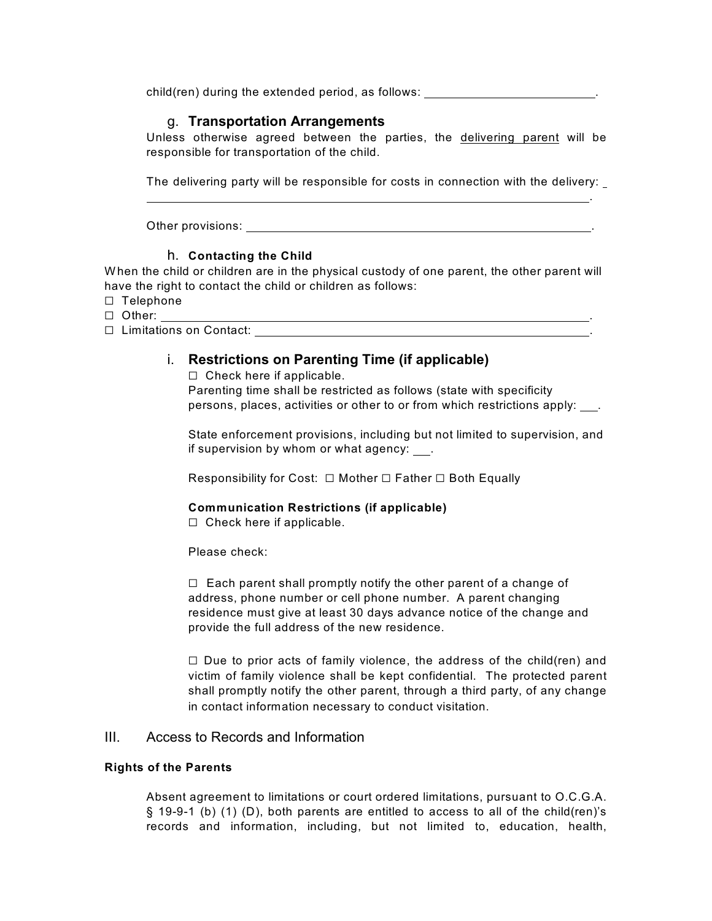child(ren) during the extended period, as follows: ______________________.

### g. **Transportation Arrangements**

Unless otherwise agreed between the parties, the delivering parent will be responsible for transportation of the child.

The delivering party will be responsible for costs in connection with the delivery: ____________________________________________________________.

Other provisions: ______________________________________________.

### h. **Contacting the Child**

When the child or children are in the physical custody of one parent, the other parent will have the right to contact the child or children as follows:

☐ Telephone
☐ Other: ____________________________________________________________.
☐ Limitations on Contact: ______________________________________________.

### i. **Restrictions on Parenting Time (if applicable)**

☐ Check here if applicable.
Parenting time shall be restricted as follows (state with specificity persons, places, activities or other to or from which restrictions apply: ___.

State enforcement provisions, including but not limited to supervision, and if supervision by whom or what agency: ___.

Responsibility for Cost: ☐ Mother ☐ Father ☐ Both Equally

**Communication Restrictions (if applicable)**
☐ Check here if applicable.

Please check:

☐ Each parent shall promptly notify the other parent of a change of address, phone number or cell phone number. A parent changing residence must give at least 30 days advance notice of the change and provide the full address of the new residence.

☐ Due to prior acts of family violence, the address of the child(ren) and victim of family violence shall be kept confidential. The protected parent shall promptly notify the other parent, through a third party, of any change in contact information necessary to conduct visitation.

## III. Access to Records and Information

**Rights of the Parents**

Absent agreement to limitations or court ordered limitations, pursuant to O.C.G.A. § 19-9-1 (b) (1) (D), both parents are entitled to access to all of the child(ren)'s records and information, including, but not limited to, education, health,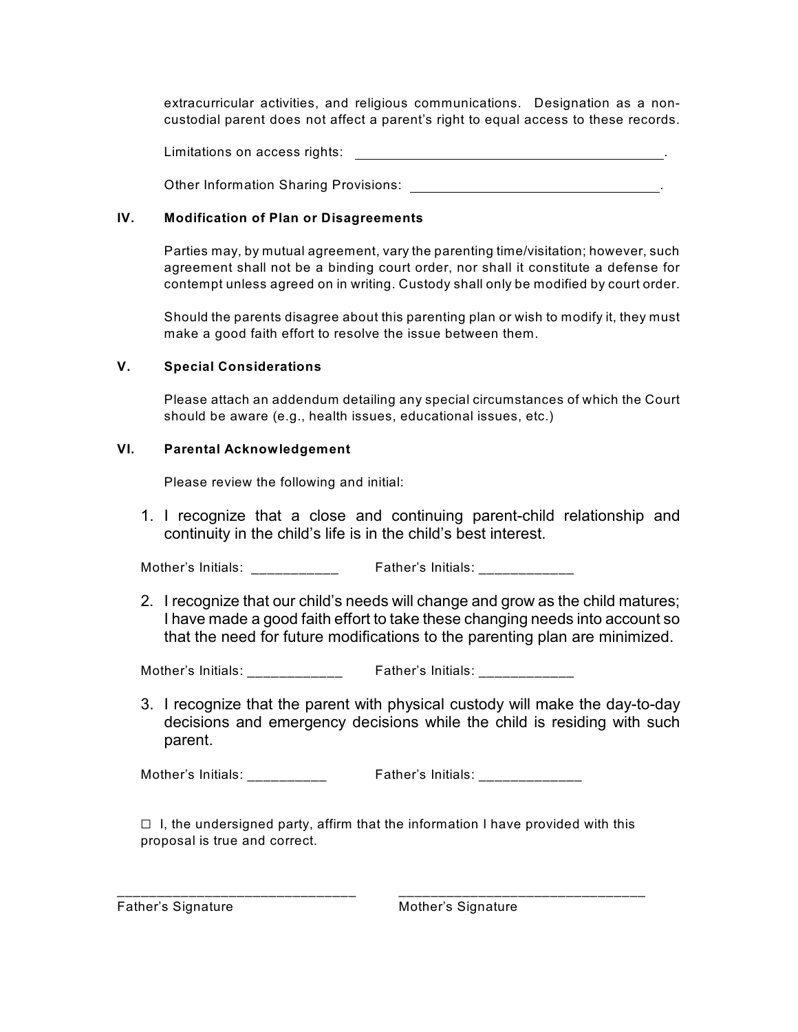extracurricular activities, and religious communications. Designation as a non-custodial parent does not affect a parent's right to equal access to these records.

Limitations on access rights: ___________________________________________.

Other Information Sharing Provisions: _________________________________.

## IV. Modification of Plan or Disagreements

Parties may, by mutual agreement, vary the parenting time/visitation; however, such agreement shall not be a binding court order, nor shall it constitute a defense for contempt unless agreed on in writing. Custody shall only be modified by court order.

Should the parents disagree about this parenting plan or wish to modify it, they must make a good faith effort to resolve the issue between them.

## V. Special Considerations

Please attach an addendum detailing any special circumstances of which the Court should be aware (e.g., health issues, educational issues, etc.)

## VI. Parental Acknowledgement

Please review the following and initial:

1. I recognize that a close and continuing parent-child relationship and continuity in the child's life is in the child's best interest.

Mother's Initials: ___________ Father's Initials: ____________

2. I recognize that our child's needs will change and grow as the child matures; I have made a good faith effort to take these changing needs into account so that the need for future modifications to the parenting plan are minimized.

Mother's Initials: ____________ Father's Initials: ____________

3. I recognize that the parent with physical custody will make the day-to-day decisions and emergency decisions while the child is residing with such parent.

Mother's Initials: __________ Father's Initials: _____________

☐ I, the undersigned party, affirm that the information I have provided with this proposal is true and correct.

______________________________ ________________________________

Father's Signature Mother's Signature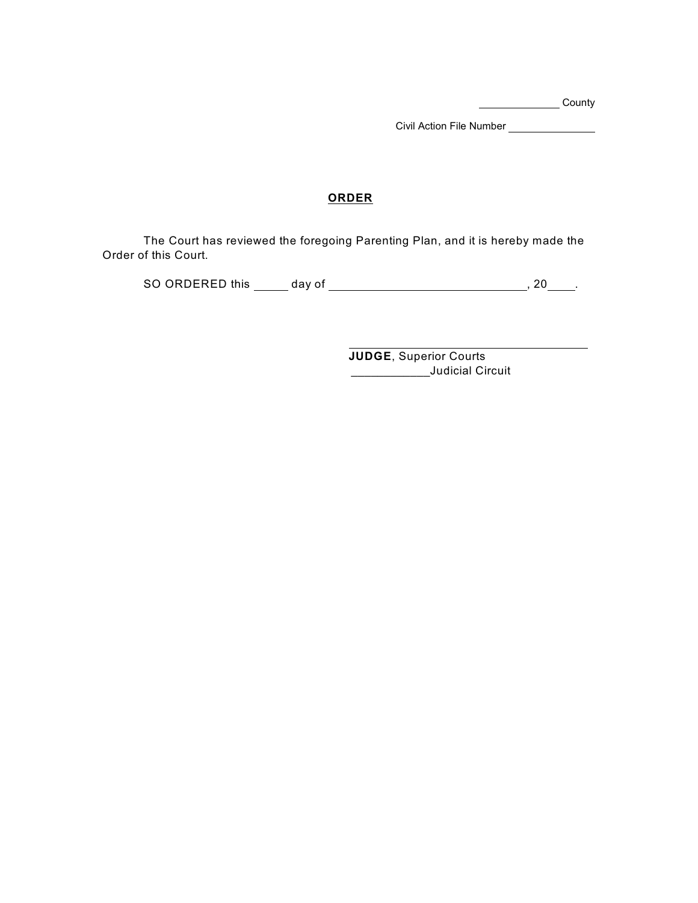_____________ County

Civil Action File Number ______________

**<u>ORDER</u>**

The Court has reviewed the foregoing Parenting Plan, and it is hereby made the Order of this Court.

SO ORDERED this _____ day of ______________________________, 20____.

______________________________________
**JUDGE**, Superior Courts
____________Judicial Circuit